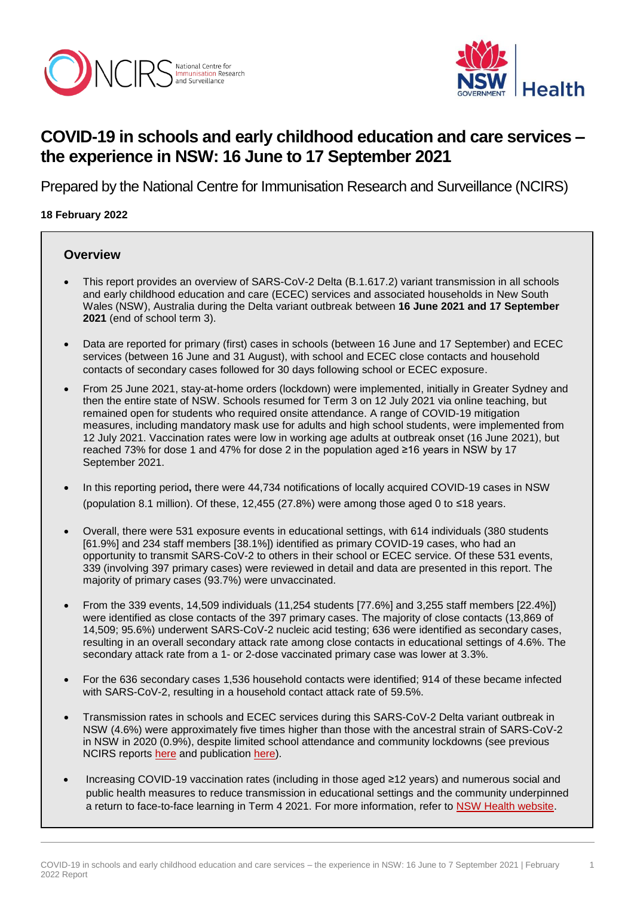# COVID-19 in schools and early childhood education and care services – the experience in NSW: 16 June to 17 September 2021

Prepared by the National Centre for Immunisation Research and Surveillance (NCIRS)

**18 February 2022**

## Overview

- This report provides an overview of SARS-CoV-2 Delta (B.1.617.2) variant transmission in all schools and early childhood education and care (ECEC) services and associated households in New South Wales (NSW), Australia during the Delta variant outbreak between **16 June 2021 and 17 September 2021** (end of school term 3).
- Data are reported for primary (first) cases in schools (between 16 June and 17 September) and ECEC services (between 16 June and 31 August), with school and ECEC close contacts and household contacts of secondary cases followed for 30 days following school or ECEC exposure.
- From 25 June 2021, stay-at-home orders (lockdown) were implemented, initially in Greater Sydney and then the entire state of NSW. Schools resumed for Term 3 on 12 July 2021 via online teaching, but remained open for students who required onsite attendance. A range of COVID-19 mitigation measures, including mandatory mask use for adults and high school students, were implemented from 12 July 2021. Vaccination rates were low in working age adults at outbreak onset (16 June 2021), but reached 73% for dose 1 and 47% for dose 2 in the population aged ≥16 years in NSW by 17 September 2021.
- In this reporting period**,** there were 44,734 notifications of locally acquired COVID-19 cases in NSW (population 8.1 million). Of these, 12,455 (27.8%) were among those aged 0 to ≤18 years.
- Overall, there were 531 exposure events in educational settings, with 614 individuals (380 students [61.9%] and 234 staff members [38.1%]) identified as primary COVID-19 cases, who had an opportunity to transmit SARS-CoV-2 to others in their school or ECEC service. Of these 531 events, 339 (involving 397 primary cases) were reviewed in detail and data are presented in this report. The majority of primary cases (93.7%) were unvaccinated.
- From the 339 events, 14,509 individuals (11,254 students [77.6%] and 3,255 staff members [22.4%]) were identified as close contacts of the 397 primary cases. The majority of close contacts (13,869 of 14,509; 95.6%) underwent SARS-CoV-2 nucleic acid testing; 636 were identified as secondary cases, resulting in an overall secondary attack rate among close contacts in educational settings of 4.6%. The secondary attack rate from a 1- or 2-dose vaccinated primary case was lower at 3.3%.
- For the 636 secondary cases 1,536 household contacts were identified; 914 of these became infected with SARS-CoV-2, resulting in a household contact attack rate of 59.5%.
- Transmission rates in schools and ECEC services during this SARS-CoV-2 Delta variant outbreak in NSW (4.6%) were approximately five times higher than those with the ancestral strain of SARS-CoV-2 in NSW in 2020 (0.9%), despite limited school attendance and community lockdowns (see previous NCIRS reports here and publication here).
- Increasing COVID-19 vaccination rates (including in those aged ≥12 years) and numerous social and public health measures to reduce transmission in educational settings and the community underpinned a return to face-to-face learning in Term 4 2021. For more information, refer to NSW Health website.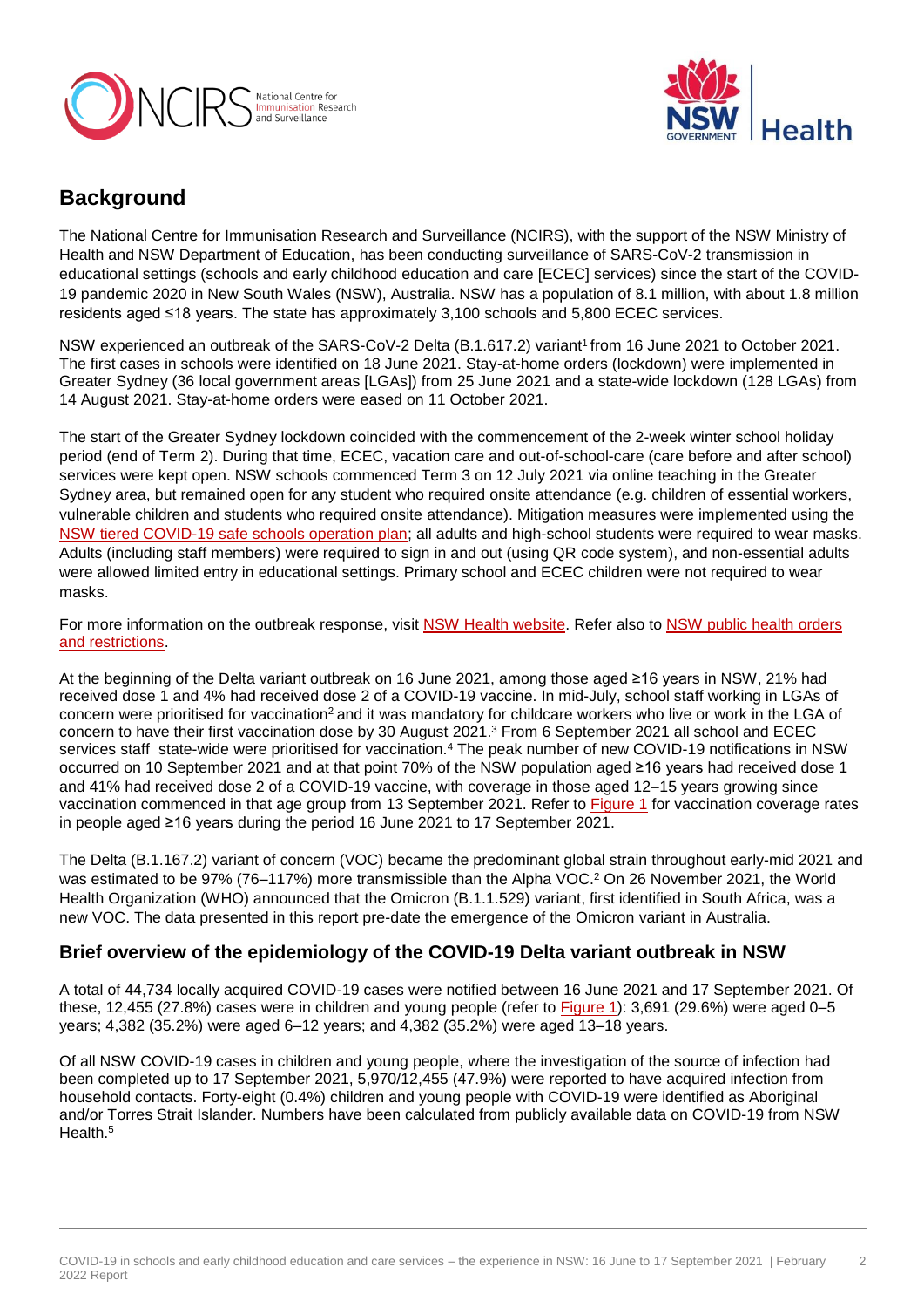## Background

The National Centre for Immunisation Research and Surveillance (NCIRS), with the support of the NSW Ministry of Health and NSW Department of Education, has been conducting surveillance of SARS-CoV-2 transmission in educational settings (schools and early childhood education and care [ECEC] services) since the start of the COVID-19 pandemic 2020 in New South Wales (NSW), Australia. NSW has a population of 8.1 million, with about 1.8 million residents aged ≤18 years. The state has approximately 3,100 schools and 5,800 ECEC services.

NSW experienced an outbreak of the SARS-CoV-2 Delta (B.1.617.2) variant[1] from 16 June 2021 to October 2021. The first cases in schools were identified on 18 June 2021. Stay-at-home orders (lockdown) were implemented in Greater Sydney (36 local government areas [LGAs]) from 25 June 2021 and a state-wide lockdown (128 LGAs) from 14 August 2021. Stay-at-home orders were eased on 11 October 2021.

The start of the Greater Sydney lockdown coincided with the commencement of the 2-week winter school holiday period (end of Term 2). During that time, ECEC, vacation care and out-of-school-care (care before and after school) services were kept open. NSW schools commenced Term 3 on 12 July 2021 via online teaching in the Greater Sydney area, but remained open for any student who required onsite attendance (e.g. children of essential workers, vulnerable children and students who required onsite attendance). Mitigation measures were implemented using the NSW tiered COVID-19 safe schools operation plan; all adults and high-school students were required to wear masks. Adults (including staff members) were required to sign in and out (using QR code system), and non-essential adults were allowed limited entry in educational settings. Primary school and ECEC children were not required to wear masks.

For more information on the outbreak response, visit NSW Health website. Refer also to NSW public health orders and restrictions.

At the beginning of the Delta variant outbreak on 16 June 2021, among those aged ≥16 years in NSW, 21% had received dose 1 and 4% had received dose 2 of a COVID-19 vaccine. In mid-July, school staff working in LGAs of concern were prioritised for vaccination[2] and it was mandatory for childcare workers who live or work in the LGA of concern to have their first vaccination dose by 30 August 2021.[3] From 6 September 2021 all school and ECEC services staff state-wide were prioritised for vaccination.[4] The peak number of new COVID-19 notifications in NSW occurred on 10 September 2021 and at that point 70% of the NSW population aged ≥16 years had received dose 1 and 41% had received dose 2 of a COVID-19 vaccine, with coverage in those aged 12–15 years growing since vaccination commenced in that age group from 13 September 2021. Refer to Figure 1 for vaccination coverage rates in people aged ≥16 years during the period 16 June 2021 to 17 September 2021.

The Delta (B.1.167.2) variant of concern (VOC) became the predominant global strain throughout early-mid 2021 and was estimated to be 97% (76–117%) more transmissible than the Alpha VOC.[2] On 26 November 2021, the World Health Organization (WHO) announced that the Omicron (B.1.1.529) variant, first identified in South Africa, was a new VOC. The data presented in this report pre-date the emergence of the Omicron variant in Australia.

### Brief overview of the epidemiology of the COVID-19 Delta variant outbreak in NSW

A total of 44,734 locally acquired COVID-19 cases were notified between 16 June 2021 and 17 September 2021. Of these, 12,455 (27.8%) cases were in children and young people (refer to Figure 1): 3,691 (29.6%) were aged 0–5 years; 4,382 (35.2%) were aged 6–12 years; and 4,382 (35.2%) were aged 13–18 years.

Of all NSW COVID-19 cases in children and young people, where the investigation of the source of infection had been completed up to 17 September 2021, 5,970/12,455 (47.9%) were reported to have acquired infection from household contacts. Forty-eight (0.4%) children and young people with COVID-19 were identified as Aboriginal and/or Torres Strait Islander. Numbers have been calculated from publicly available data on COVID-19 from NSW Health.[5]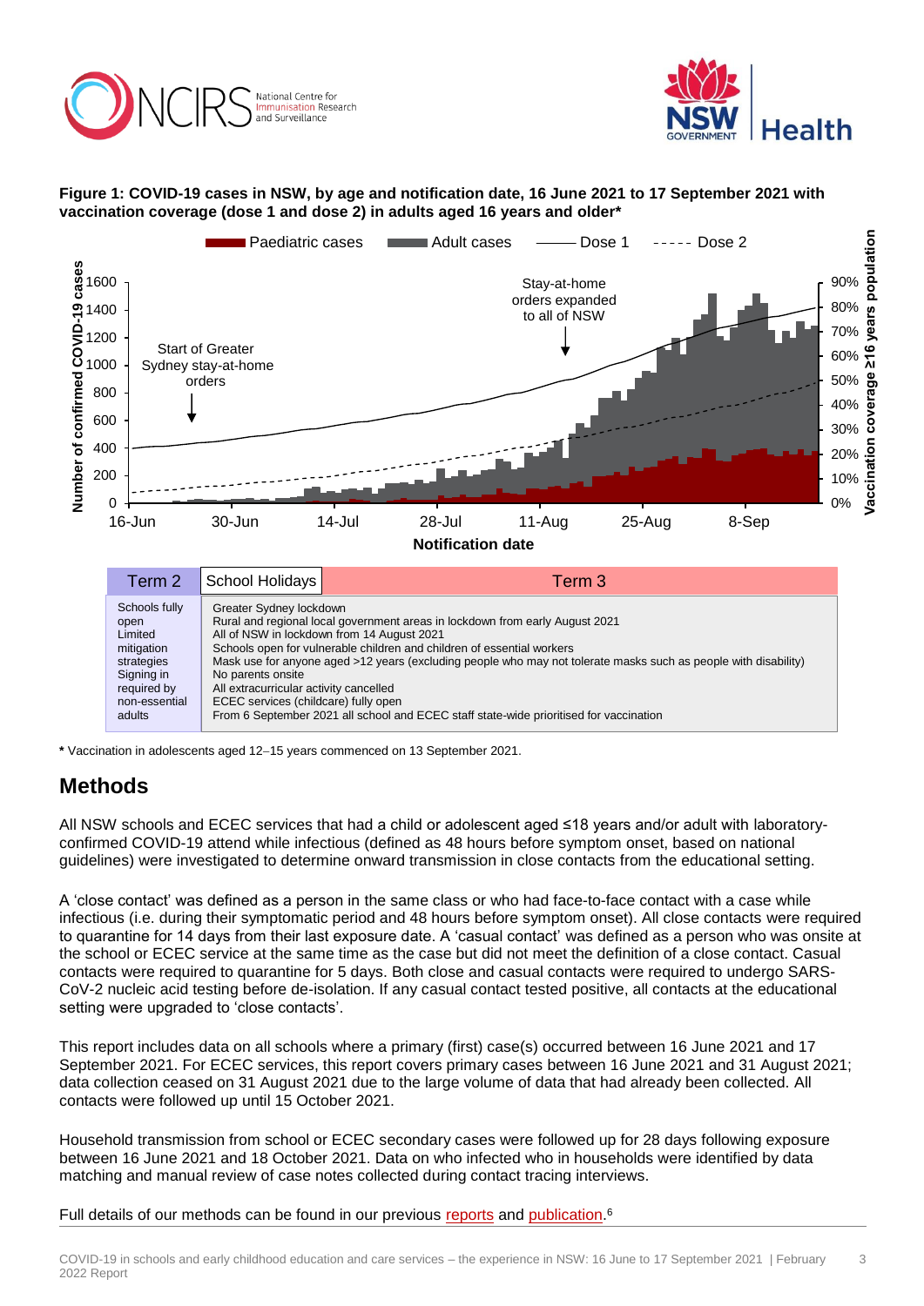**Figure 1: COVID-19 cases in NSW, by age and notification date, 16 June 2021 to 17 September 2021 with vaccination coverage (dose 1 and dose 2) in adults aged 16 years and older***

| Term 2 | School Holidays | Term 3 |
|---|---|---|
| Schools fully open<br>Limited mitigation strategies<br>Signing in required by non-essential adults | Greater Sydney lockdown<br>Rural and regional local government areas in lockdown from early August 2021<br>All of NSW in lockdown from 14 August 2021<br>Schools open for vulnerable children and children of essential workers<br>Mask use for anyone aged >12 years (excluding people who may not tolerate masks such as people with disability)<br>No parents onsite<br>All extracurricular activity cancelled<br>ECEC services (childcare) fully open<br>From 6 September 2021 all school and ECEC staff state-wide prioritised for vaccination | |

**\*** Vaccination in adolescents aged 12–15 years commenced on 13 September 2021.

## Methods

All NSW schools and ECEC services that had a child or adolescent aged ≤18 years and/or adult with laboratory-confirmed COVID-19 attend while infectious (defined as 48 hours before symptom onset, based on national guidelines) were investigated to determine onward transmission in close contacts from the educational setting.

A 'close contact' was defined as a person in the same class or who had face-to-face contact with a case while infectious (i.e. during their symptomatic period and 48 hours before symptom onset). All close contacts were required to quarantine for 14 days from their last exposure date. A 'casual contact' was defined as a person who was onsite at the school or ECEC service at the same time as the case but did not meet the definition of a close contact. Casual contacts were required to quarantine for 5 days. Both close and casual contacts were required to undergo SARS-CoV-2 nucleic acid testing before de-isolation. If any casual contact tested positive, all contacts at the educational setting were upgraded to 'close contacts'.

This report includes data on all schools where a primary (first) case(s) occurred between 16 June 2021 and 17 September 2021. For ECEC services, this report covers primary cases between 16 June 2021 and 31 August 2021; data collection ceased on 31 August 2021 due to the large volume of data that had already been collected. All contacts were followed up until 15 October 2021.

Household transmission from school or ECEC secondary cases were followed up for 28 days following exposure between 16 June 2021 and 18 October 2021. Data on who infected who in households were identified by data matching and manual review of case notes collected during contact tracing interviews.

Full details of our methods can be found in our previous reports and publication.[6]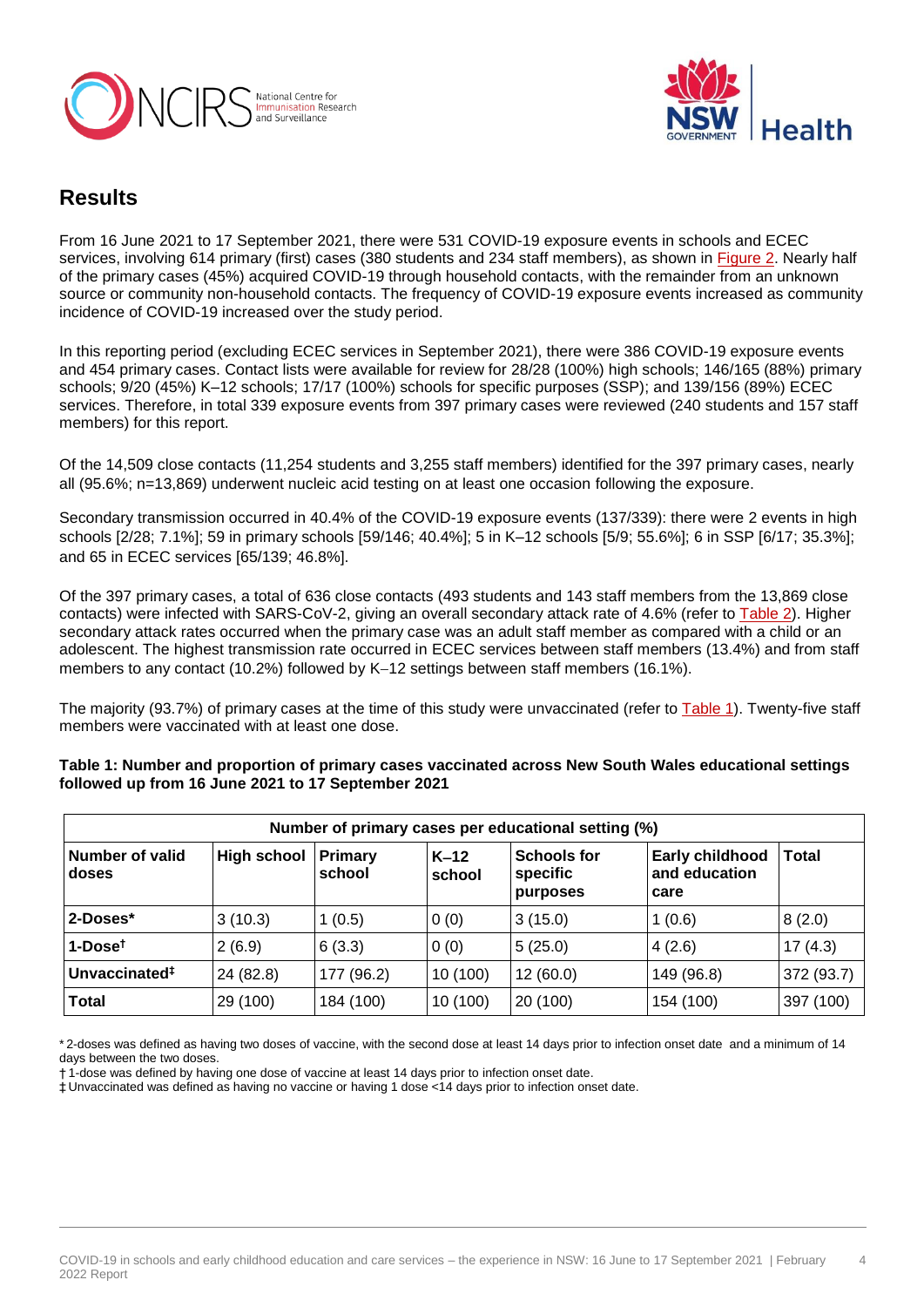## Results

From 16 June 2021 to 17 September 2021, there were 531 COVID-19 exposure events in schools and ECEC services, involving 614 primary (first) cases (380 students and 234 staff members), as shown in Figure 2. Nearly half of the primary cases (45%) acquired COVID-19 through household contacts, with the remainder from an unknown source or community non-household contacts. The frequency of COVID-19 exposure events increased as community incidence of COVID-19 increased over the study period.

In this reporting period (excluding ECEC services in September 2021), there were 386 COVID-19 exposure events and 454 primary cases. Contact lists were available for review for 28/28 (100%) high schools; 146/165 (88%) primary schools; 9/20 (45%) K–12 schools; 17/17 (100%) schools for specific purposes (SSP); and 139/156 (89%) ECEC services. Therefore, in total 339 exposure events from 397 primary cases were reviewed (240 students and 157 staff members) for this report.

Of the 14,509 close contacts (11,254 students and 3,255 staff members) identified for the 397 primary cases, nearly all (95.6%; n=13,869) underwent nucleic acid testing on at least one occasion following the exposure.

Secondary transmission occurred in 40.4% of the COVID-19 exposure events (137/339): there were 2 events in high schools [2/28; 7.1%]; 59 in primary schools [59/146; 40.4%]; 5 in K–12 schools [5/9; 55.6%]; 6 in SSP [6/17; 35.3%]; and 65 in ECEC services [65/139; 46.8%].

Of the 397 primary cases, a total of 636 close contacts (493 students and 143 staff members from the 13,869 close contacts) were infected with SARS-CoV-2, giving an overall secondary attack rate of 4.6% (refer to Table 2). Higher secondary attack rates occurred when the primary case was an adult staff member as compared with a child or an adolescent. The highest transmission rate occurred in ECEC services between staff members (13.4%) and from staff members to any contact (10.2%) followed by K–12 settings between staff members (16.1%).

The majority (93.7%) of primary cases at the time of this study were unvaccinated (refer to Table 1). Twenty-five staff members were vaccinated with at least one dose.

**Table 1: Number and proportion of primary cases vaccinated across New South Wales educational settings followed up from 16 June 2021 to 17 September 2021**

| Number of primary cases per educational setting (%) | | | | | | |
|---|---|---|---|---|---|---|
| **Number of valid doses** | **High school** | **Primary school** | **K–12 school** | **Schools for specific purposes** | **Early childhood and education care** | **Total** |
| **2-Doses*** | 3 (10.3) | 1 (0.5) | 0 (0) | 3 (15.0) | 1 (0.6) | 8 (2.0) |
| **1-Dose†** | 2 (6.9) | 6 (3.3) | 0 (0) | 5 (25.0) | 4 (2.6) | 17 (4.3) |
| **Unvaccinated‡** | 24 (82.8) | 177 (96.2) | 10 (100) | 12 (60.0) | 149 (96.8) | 372 (93.7) |
| **Total** | 29 (100) | 184 (100) | 10 (100) | 20 (100) | 154 (100) | 397 (100) |

\* 2-doses was defined as having two doses of vaccine, with the second dose at least 14 days prior to infection onset date and a minimum of 14 days between the two doses.

† 1-dose was defined by having one dose of vaccine at least 14 days prior to infection onset date.

‡ Unvaccinated was defined as having no vaccine or having 1 dose <14 days prior to infection onset date.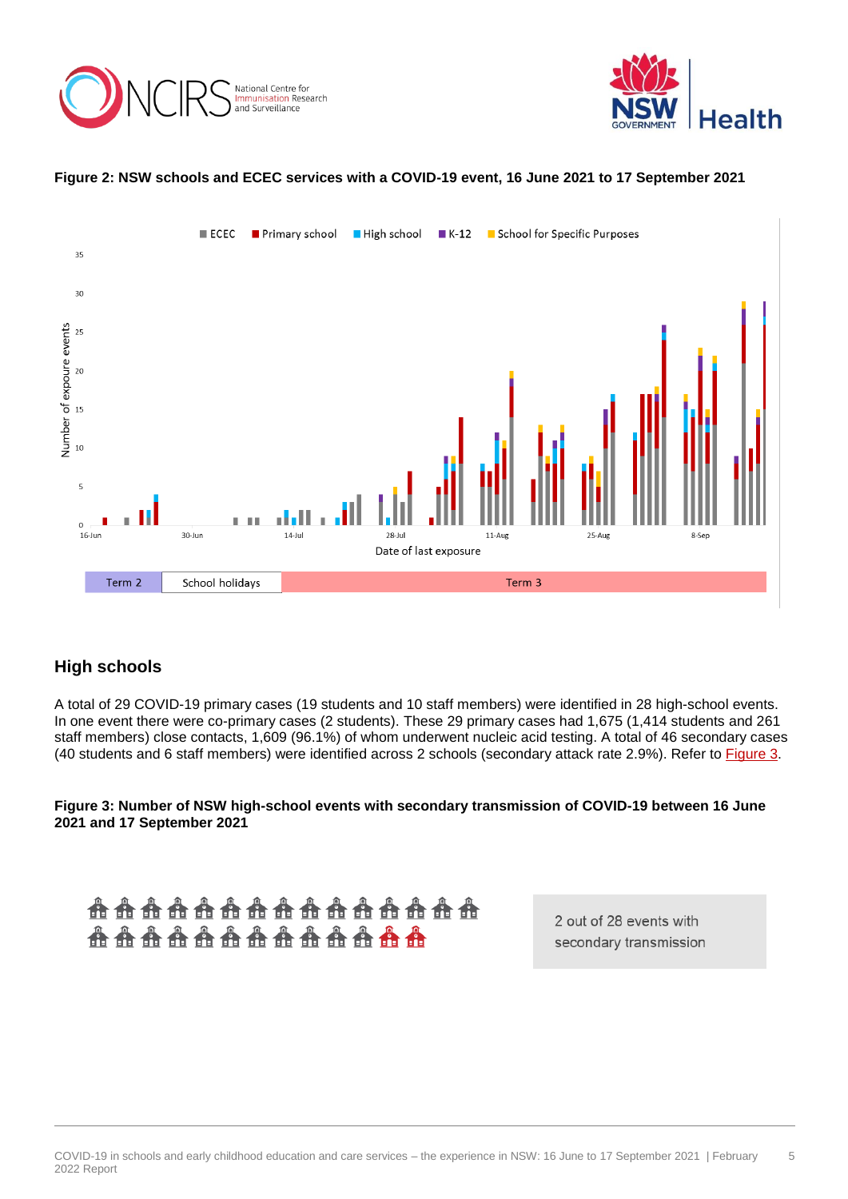**Figure 2: NSW schools and ECEC services with a COVID-19 event, 16 June 2021 to 17 September 2021**

## High schools

A total of 29 COVID-19 primary cases (19 students and 10 staff members) were identified in 28 high-school events. In one event there were co-primary cases (2 students). These 29 primary cases had 1,675 (1,414 students and 261 staff members) close contacts, 1,609 (96.1%) of whom underwent nucleic acid testing. A total of 46 secondary cases (40 students and 6 staff members) were identified across 2 schools (secondary attack rate 2.9%). Refer to Figure 3.

**Figure 3: Number of NSW high-school events with secondary transmission of COVID-19 between 16 June 2021 and 17 September 2021**

2 out of 28 events with secondary transmission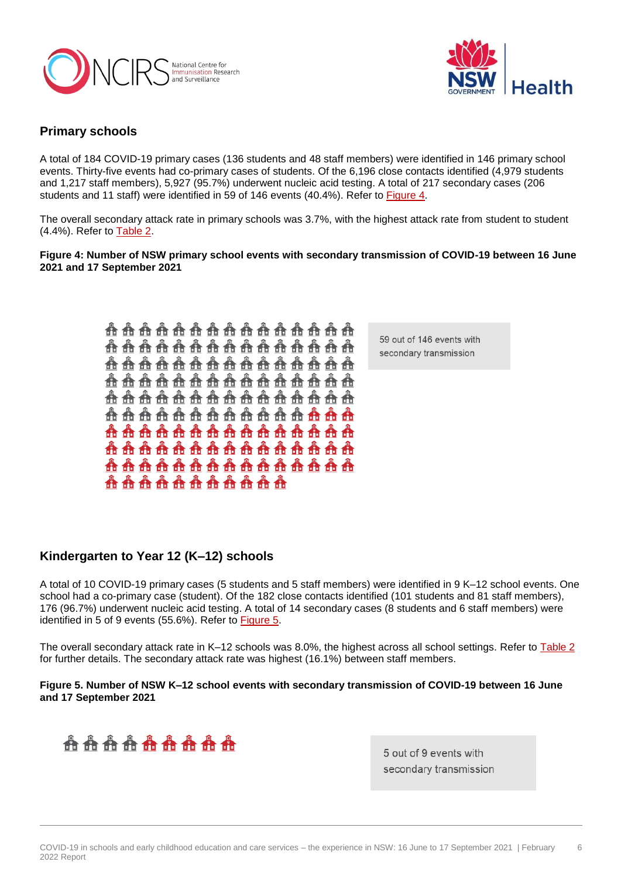## Primary schools

A total of 184 COVID-19 primary cases (136 students and 48 staff members) were identified in 146 primary school events. Thirty-five events had co-primary cases of students. Of the 6,196 close contacts identified (4,979 students and 1,217 staff members), 5,927 (95.7%) underwent nucleic acid testing. A total of 217 secondary cases (206 students and 11 staff) were identified in 59 of 146 events (40.4%). Refer to Figure 4.

The overall secondary attack rate in primary schools was 3.7%, with the highest attack rate from student to student (4.4%). Refer to Table 2.

**Figure 4: Number of NSW primary school events with secondary transmission of COVID-19 between 16 June 2021 and 17 September 2021**

59 out of 146 events with secondary transmission

## Kindergarten to Year 12 (K–12) schools

A total of 10 COVID-19 primary cases (5 students and 5 staff members) were identified in 9 K–12 school events. One school had a co-primary case (student). Of the 182 close contacts identified (101 students and 81 staff members), 176 (96.7%) underwent nucleic acid testing. A total of 14 secondary cases (8 students and 6 staff members) were identified in 5 of 9 events (55.6%). Refer to Figure 5.

The overall secondary attack rate in K–12 schools was 8.0%, the highest across all school settings. Refer to Table 2 for further details. The secondary attack rate was highest (16.1%) between staff members.

**Figure 5. Number of NSW K–12 school events with secondary transmission of COVID-19 between 16 June and 17 September 2021**

5 out of 9 events with secondary transmission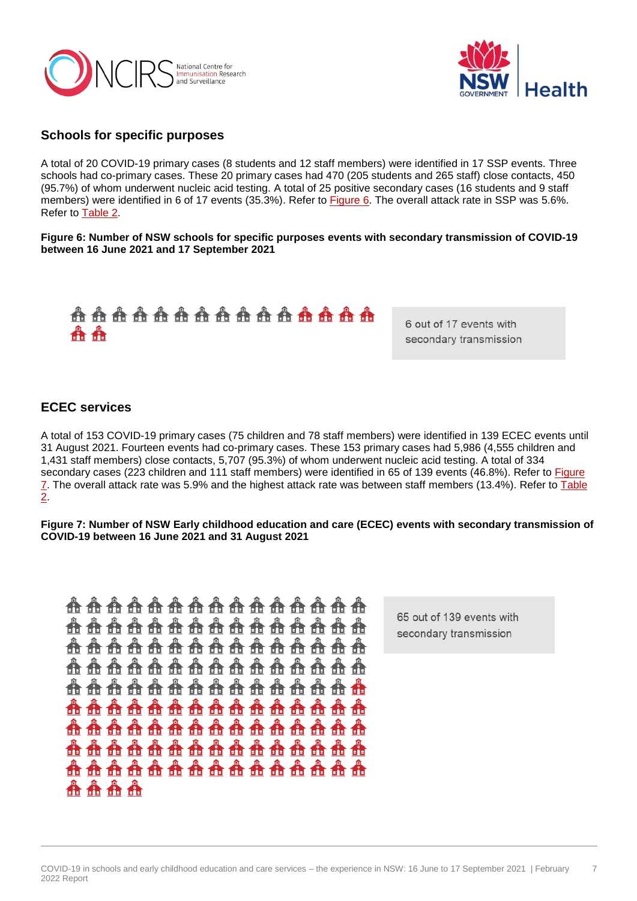## Schools for specific purposes

A total of 20 COVID-19 primary cases (8 students and 12 staff members) were identified in 17 SSP events. Three schools had co-primary cases. These 20 primary cases had 470 (205 students and 265 staff) close contacts, 450 (95.7%) of whom underwent nucleic acid testing. A total of 25 positive secondary cases (16 students and 9 staff members) were identified in 6 of 17 events (35.3%). Refer to Figure 6. The overall attack rate in SSP was 5.6%. Refer to Table 2.

**Figure 6: Number of NSW schools for specific purposes events with secondary transmission of COVID-19 between 16 June 2021 and 17 September 2021**

6 out of 17 events with secondary transmission

## ECEC services

A total of 153 COVID-19 primary cases (75 children and 78 staff members) were identified in 139 ECEC events until 31 August 2021. Fourteen events had co-primary cases. These 153 primary cases had 5,986 (4,555 children and 1,431 staff members) close contacts, 5,707 (95.3%) of whom underwent nucleic acid testing. A total of 334 secondary cases (223 children and 111 staff members) were identified in 65 of 139 events (46.8%). Refer to Figure 7. The overall attack rate was 5.9% and the highest attack rate was between staff members (13.4%). Refer to Table 2.

**Figure 7: Number of NSW Early childhood education and care (ECEC) events with secondary transmission of COVID-19 between 16 June 2021 and 31 August 2021**

65 out of 139 events with secondary transmission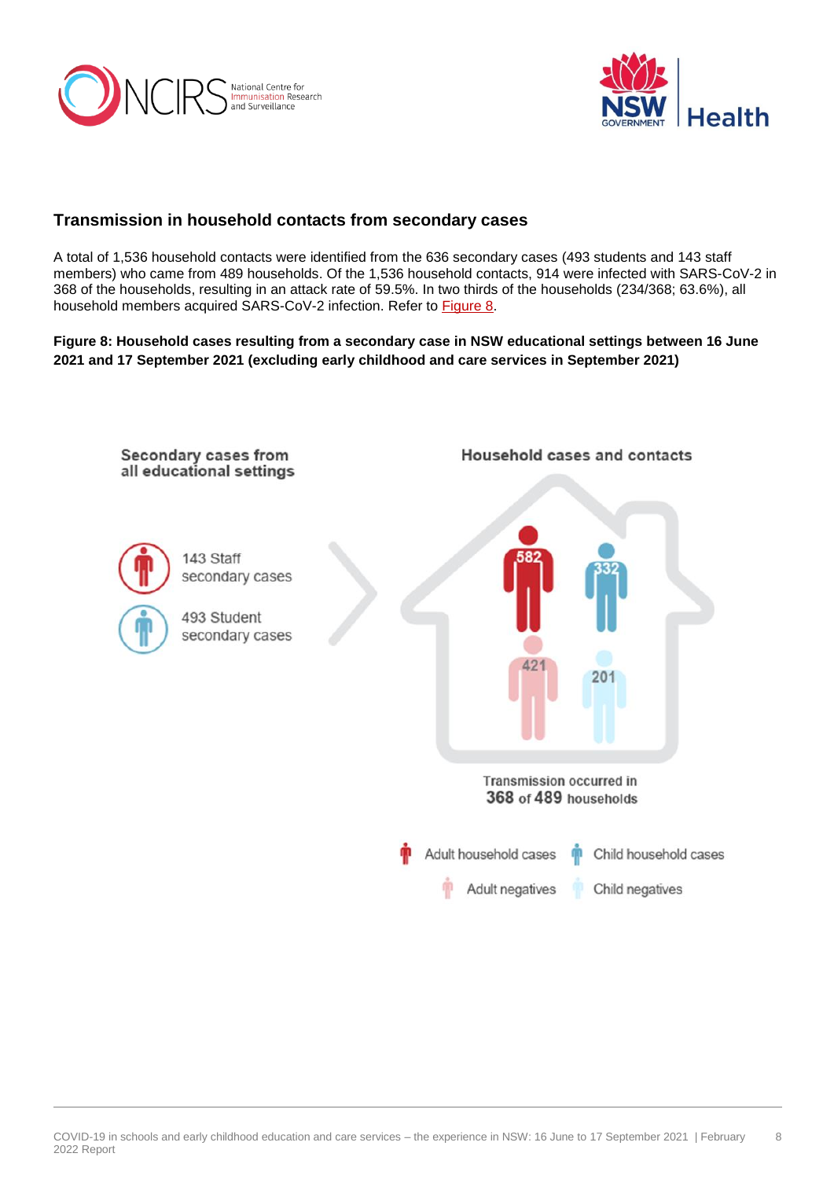## Transmission in household contacts from secondary cases

A total of 1,536 household contacts were identified from the 636 secondary cases (493 students and 143 staff members) who came from 489 households. Of the 1,536 household contacts, 914 were infected with SARS-CoV-2 in 368 of the households, resulting in an attack rate of 59.5%. In two thirds of the households (234/368; 63.6%), all household members acquired SARS-CoV-2 infection. Refer to Figure 8.

**Figure 8: Household cases resulting from a secondary case in NSW educational settings between 16 June 2021 and 17 September 2021 (excluding early childhood and care services in September 2021)**

Secondary cases from all educational settings

143 Staff secondary cases

493 Student secondary cases

Household cases and contacts

582 | 332

421 | 201

Transmission occurred in **368** of **489** households

Adult household cases | Child household cases

Adult negatives | Child negatives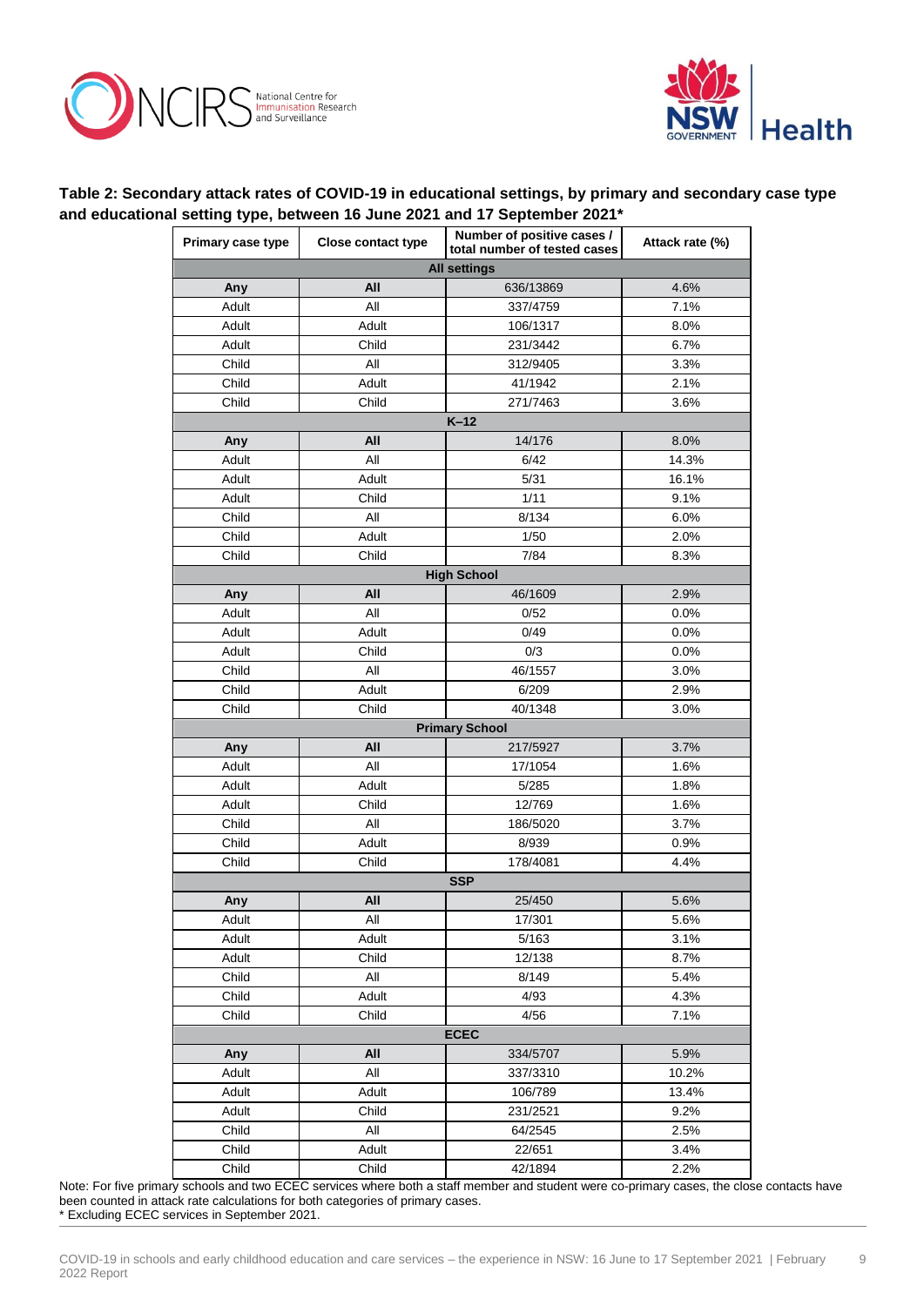**Table 2: Secondary attack rates of COVID-19 in educational settings, by primary and secondary case type and educational setting type, between 16 June 2021 and 17 September 2021***

| Primary case type | Close contact type | Number of positive cases / total number of tested cases | Attack rate (%) |
|---|---|---|---|
| **All settings** | | | |
| **Any** | **All** | 636/13869 | 4.6% |
| Adult | All | 337/4759 | 7.1% |
| Adult | Adult | 106/1317 | 8.0% |
| Adult | Child | 231/3442 | 6.7% |
| Child | All | 312/9405 | 3.3% |
| Child | Adult | 41/1942 | 2.1% |
| Child | Child | 271/7463 | 3.6% |
| **K–12** | | | |
| **Any** | **All** | 14/176 | 8.0% |
| Adult | All | 6/42 | 14.3% |
| Adult | Adult | 5/31 | 16.1% |
| Adult | Child | 1/11 | 9.1% |
| Child | All | 8/134 | 6.0% |
| Child | Adult | 1/50 | 2.0% |
| Child | Child | 7/84 | 8.3% |
| **High School** | | | |
| **Any** | **All** | 46/1609 | 2.9% |
| Adult | All | 0/52 | 0.0% |
| Adult | Adult | 0/49 | 0.0% |
| Adult | Child | 0/3 | 0.0% |
| Child | All | 46/1557 | 3.0% |
| Child | Adult | 6/209 | 2.9% |
| Child | Child | 40/1348 | 3.0% |
| **Primary School** | | | |
| **Any** | **All** | 217/5927 | 3.7% |
| Adult | All | 17/1054 | 1.6% |
| Adult | Adult | 5/285 | 1.8% |
| Adult | Child | 12/769 | 1.6% |
| Child | All | 186/5020 | 3.7% |
| Child | Adult | 8/939 | 0.9% |
| Child | Child | 178/4081 | 4.4% |
| **SSP** | | | |
| **Any** | **All** | 25/450 | 5.6% |
| Adult | All | 17/301 | 5.6% |
| Adult | Adult | 5/163 | 3.1% |
| Adult | Child | 12/138 | 8.7% |
| Child | All | 8/149 | 5.4% |
| Child | Adult | 4/93 | 4.3% |
| Child | Child | 4/56 | 7.1% |
| **ECEC** | | | |
| **Any** | **All** | 334/5707 | 5.9% |
| Adult | All | 337/3310 | 10.2% |
| Adult | Adult | 106/789 | 13.4% |
| Adult | Child | 231/2521 | 9.2% |
| Child | All | 64/2545 | 2.5% |
| Child | Adult | 22/651 | 3.4% |
| Child | Child | 42/1894 | 2.2% |

Note: For five primary schools and two ECEC services where both a staff member and student were co-primary cases, the close contacts have been counted in attack rate calculations for both categories of primary cases.

* Excluding ECEC services in September 2021.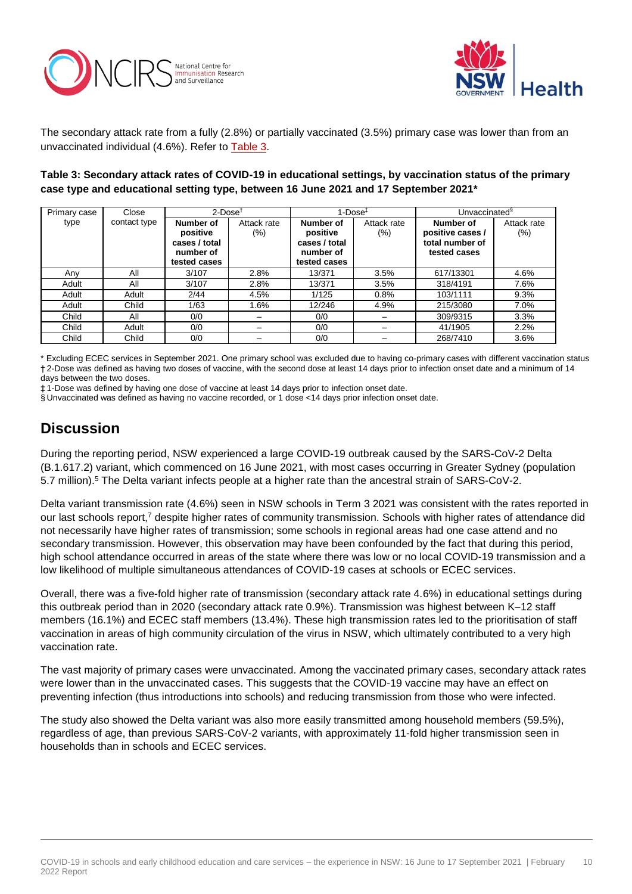The secondary attack rate from a fully (2.8%) or partially vaccinated (3.5%) primary case was lower than from an unvaccinated individual (4.6%). Refer to Table 3.

**Table 3: Secondary attack rates of COVID-19 in educational settings, by vaccination status of the primary case type and educational setting type, between 16 June 2021 and 17 September 2021***

| Primary case type | Close contact type | 2-Dose† | | 1-Dose‡ | | Unvaccinated§ | |
|---|---|---|---|---|---|---|---|
| | | **Number of positive cases / total number of tested cases** | Attack rate (%) | **Number of positive cases / total number of tested cases** | Attack rate (%) | **Number of positive cases / total number of tested cases** | Attack rate (%) |
| Any | All | 3/107 | 2.8% | 13/371 | 3.5% | 617/13301 | 4.6% |
| Adult | All | 3/107 | 2.8% | 13/371 | 3.5% | 318/4191 | 7.6% |
| Adult | Adult | 2/44 | 4.5% | 1/125 | 0.8% | 103/1111 | 9.3% |
| Adult | Child | 1/63 | 1.6% | 12/246 | 4.9% | 215/3080 | 7.0% |
| Child | All | 0/0 | – | 0/0 | – | 309/9315 | 3.3% |
| Child | Adult | 0/0 | – | 0/0 | – | 41/1905 | 2.2% |
| Child | Child | 0/0 | – | 0/0 | – | 268/7410 | 3.6% |

\* Excluding ECEC services in September 2021. One primary school was excluded due to having co-primary cases with different vaccination status

† 2-Dose was defined as having two doses of vaccine, with the second dose at least 14 days prior to infection onset date and a minimum of 14 days between the two doses.

‡ 1-Dose was defined by having one dose of vaccine at least 14 days prior to infection onset date.

§ Unvaccinated was defined as having no vaccine recorded, or 1 dose <14 days prior infection onset date.

## Discussion

During the reporting period, NSW experienced a large COVID-19 outbreak caused by the SARS-CoV-2 Delta (B.1.617.2) variant, which commenced on 16 June 2021, with most cases occurring in Greater Sydney (population 5.7 million).[5] The Delta variant infects people at a higher rate than the ancestral strain of SARS-CoV-2.

Delta variant transmission rate (4.6%) seen in NSW schools in Term 3 2021 was consistent with the rates reported in our last schools report,[7] despite higher rates of community transmission. Schools with higher rates of attendance did not necessarily have higher rates of transmission; some schools in regional areas had one case attend and no secondary transmission. However, this observation may have been confounded by the fact that during this period, high school attendance occurred in areas of the state where there was low or no local COVID-19 transmission and a low likelihood of multiple simultaneous attendances of COVID-19 cases at schools or ECEC services.

Overall, there was a five-fold higher rate of transmission (secondary attack rate 4.6%) in educational settings during this outbreak period than in 2020 (secondary attack rate 0.9%). Transmission was highest between K–12 staff members (16.1%) and ECEC staff members (13.4%). These high transmission rates led to the prioritisation of staff vaccination in areas of high community circulation of the virus in NSW, which ultimately contributed to a very high vaccination rate.

The vast majority of primary cases were unvaccinated. Among the vaccinated primary cases, secondary attack rates were lower than in the unvaccinated cases. This suggests that the COVID-19 vaccine may have an effect on preventing infection (thus introductions into schools) and reducing transmission from those who were infected.

The study also showed the Delta variant was also more easily transmitted among household members (59.5%), regardless of age, than previous SARS-CoV-2 variants, with approximately 11-fold higher transmission seen in households than in schools and ECEC services.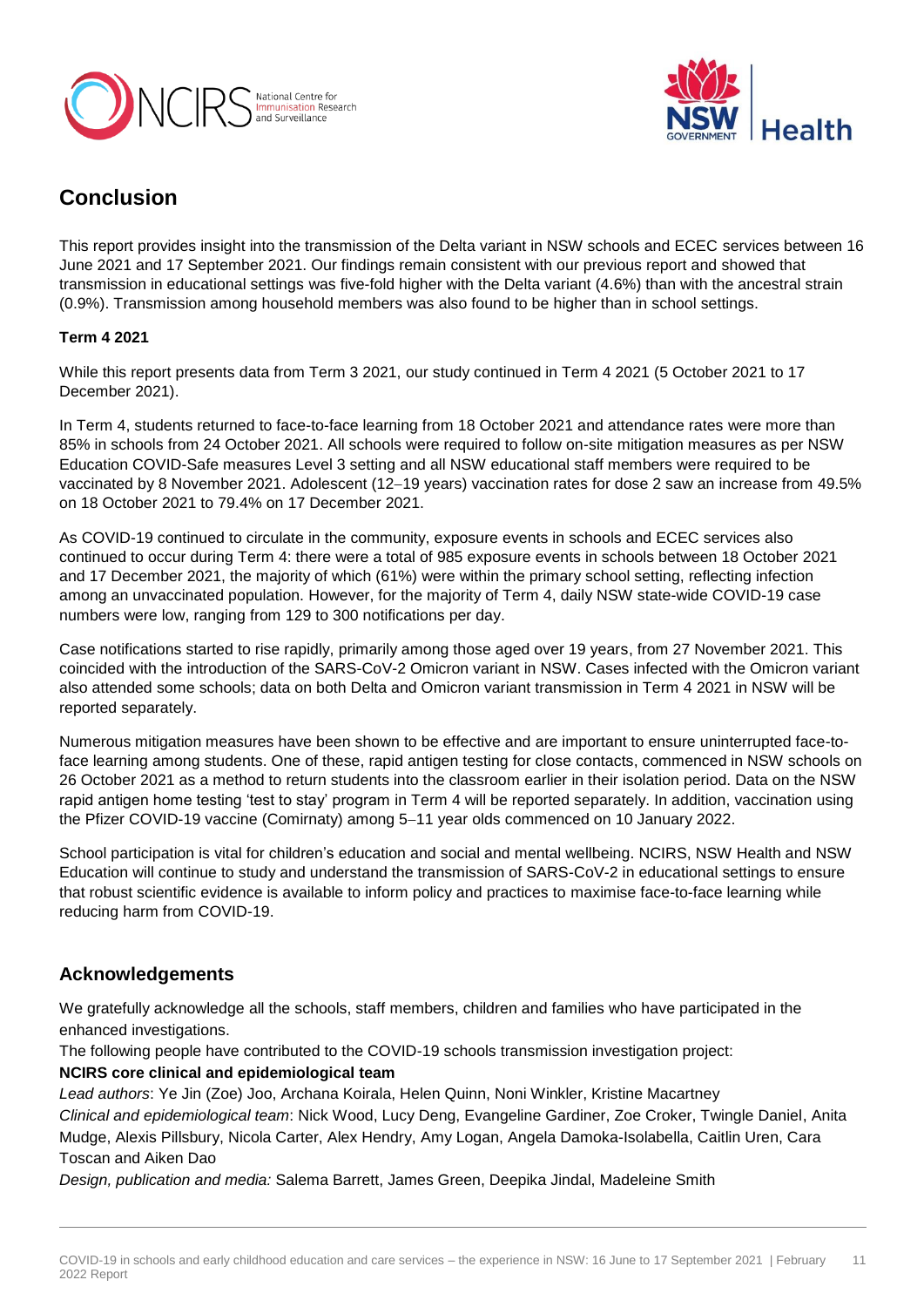## Conclusion

This report provides insight into the transmission of the Delta variant in NSW schools and ECEC services between 16 June 2021 and 17 September 2021. Our findings remain consistent with our previous report and showed that transmission in educational settings was five-fold higher with the Delta variant (4.6%) than with the ancestral strain (0.9%). Transmission among household members was also found to be higher than in school settings.

### Term 4 2021

While this report presents data from Term 3 2021, our study continued in Term 4 2021 (5 October 2021 to 17 December 2021).

In Term 4, students returned to face-to-face learning from 18 October 2021 and attendance rates were more than 85% in schools from 24 October 2021. All schools were required to follow on-site mitigation measures as per NSW Education COVID-Safe measures Level 3 setting and all NSW educational staff members were required to be vaccinated by 8 November 2021. Adolescent (12–19 years) vaccination rates for dose 2 saw an increase from 49.5% on 18 October 2021 to 79.4% on 17 December 2021.

As COVID-19 continued to circulate in the community, exposure events in schools and ECEC services also continued to occur during Term 4: there were a total of 985 exposure events in schools between 18 October 2021 and 17 December 2021, the majority of which (61%) were within the primary school setting, reflecting infection among an unvaccinated population. However, for the majority of Term 4, daily NSW state-wide COVID-19 case numbers were low, ranging from 129 to 300 notifications per day.

Case notifications started to rise rapidly, primarily among those aged over 19 years, from 27 November 2021. This coincided with the introduction of the SARS-CoV-2 Omicron variant in NSW. Cases infected with the Omicron variant also attended some schools; data on both Delta and Omicron variant transmission in Term 4 2021 in NSW will be reported separately.

Numerous mitigation measures have been shown to be effective and are important to ensure uninterrupted face-to-face learning among students. One of these, rapid antigen testing for close contacts, commenced in NSW schools on 26 October 2021 as a method to return students into the classroom earlier in their isolation period. Data on the NSW rapid antigen home testing 'test to stay' program in Term 4 will be reported separately. In addition, vaccination using the Pfizer COVID-19 vaccine (Comirnaty) among 5–11 year olds commenced on 10 January 2022.

School participation is vital for children's education and social and mental wellbeing. NCIRS, NSW Health and NSW Education will continue to study and understand the transmission of SARS-CoV-2 in educational settings to ensure that robust scientific evidence is available to inform policy and practices to maximise face-to-face learning while reducing harm from COVID-19.

## Acknowledgements

We gratefully acknowledge all the schools, staff members, children and families who have participated in the enhanced investigations.

The following people have contributed to the COVID-19 schools transmission investigation project:

**NCIRS core clinical and epidemiological team**

*Lead authors*: Ye Jin (Zoe) Joo, Archana Koirala, Helen Quinn, Noni Winkler, Kristine Macartney

*Clinical and epidemiological team*: Nick Wood, Lucy Deng, Evangeline Gardiner, Zoe Croker, Twingle Daniel, Anita Mudge, Alexis Pillsbury, Nicola Carter, Alex Hendry, Amy Logan, Angela Damoka-Isolabella, Caitlin Uren, Cara Toscan and Aiken Dao

*Design, publication and media:* Salema Barrett, James Green, Deepika Jindal, Madeleine Smith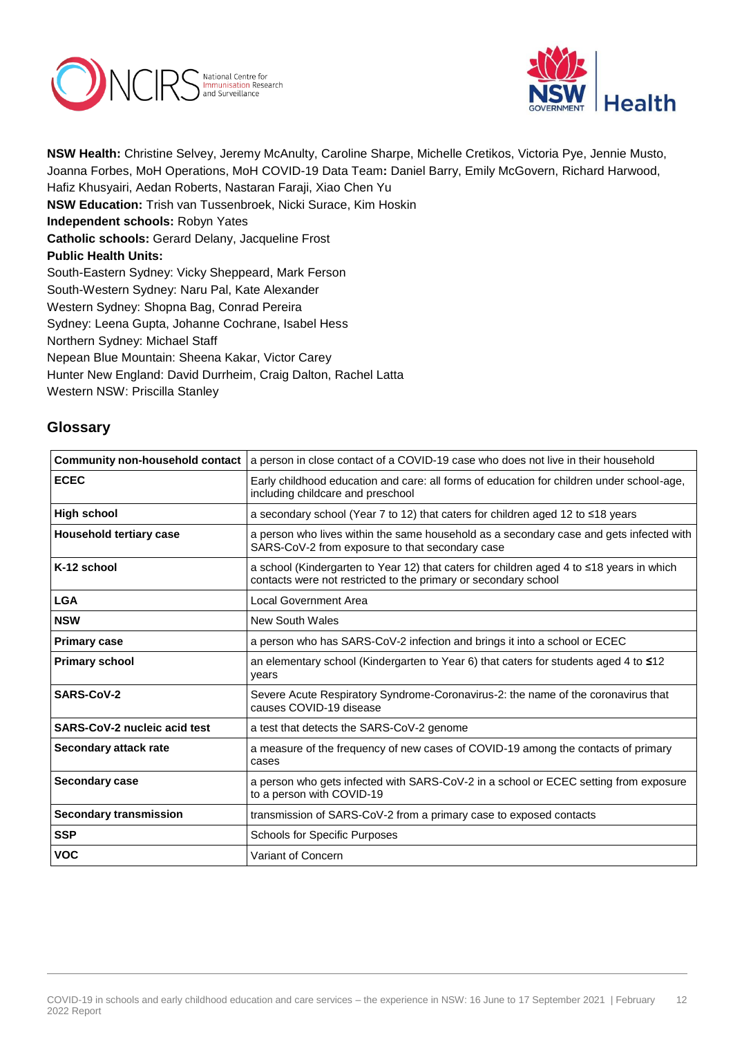**NSW Health:** Christine Selvey, Jeremy McAnulty, Caroline Sharpe, Michelle Cretikos, Victoria Pye, Jennie Musto, Joanna Forbes, MoH Operations, MoH COVID-19 Data Team**:** Daniel Barry, Emily McGovern, Richard Harwood, Hafiz Khusyairi, Aedan Roberts, Nastaran Faraji, Xiao Chen Yu

**NSW Education:** Trish van Tussenbroek, Nicki Surace, Kim Hoskin

**Independent schools:** Robyn Yates

**Catholic schools:** Gerard Delany, Jacqueline Frost

**Public Health Units:**

South-Eastern Sydney: Vicky Sheppeard, Mark Ferson

South-Western Sydney: Naru Pal, Kate Alexander

Western Sydney: Shopna Bag, Conrad Pereira

Sydney: Leena Gupta, Johanne Cochrane, Isabel Hess

Northern Sydney: Michael Staff

Nepean Blue Mountain: Sheena Kakar, Victor Carey

Hunter New England: David Durrheim, Craig Dalton, Rachel Latta

Western NSW: Priscilla Stanley

## Glossary

| Term | Definition |
|---|---|
| **Community non-household contact** | a person in close contact of a COVID-19 case who does not live in their household |
| **ECEC** | Early childhood education and care: all forms of education for children under school-age, including childcare and preschool |
| **High school** | a secondary school (Year 7 to 12) that caters for children aged 12 to ≤18 years |
| **Household tertiary case** | a person who lives within the same household as a secondary case and gets infected with SARS-CoV-2 from exposure to that secondary case |
| **K-12 school** | a school (Kindergarten to Year 12) that caters for children aged 4 to ≤18 years in which contacts were not restricted to the primary or secondary school |
| **LGA** | Local Government Area |
| **NSW** | New South Wales |
| **Primary case** | a person who has SARS-CoV-2 infection and brings it into a school or ECEC |
| **Primary school** | an elementary school (Kindergarten to Year 6) that caters for students aged 4 to ≤12 years |
| **SARS-CoV-2** | Severe Acute Respiratory Syndrome-Coronavirus-2: the name of the coronavirus that causes COVID-19 disease |
| **SARS-CoV-2 nucleic acid test** | a test that detects the SARS-CoV-2 genome |
| **Secondary attack rate** | a measure of the frequency of new cases of COVID-19 among the contacts of primary cases |
| **Secondary case** | a person who gets infected with SARS-CoV-2 in a school or ECEC setting from exposure to a person with COVID-19 |
| **Secondary transmission** | transmission of SARS-CoV-2 from a primary case to exposed contacts |
| **SSP** | Schools for Specific Purposes |
| **VOC** | Variant of Concern |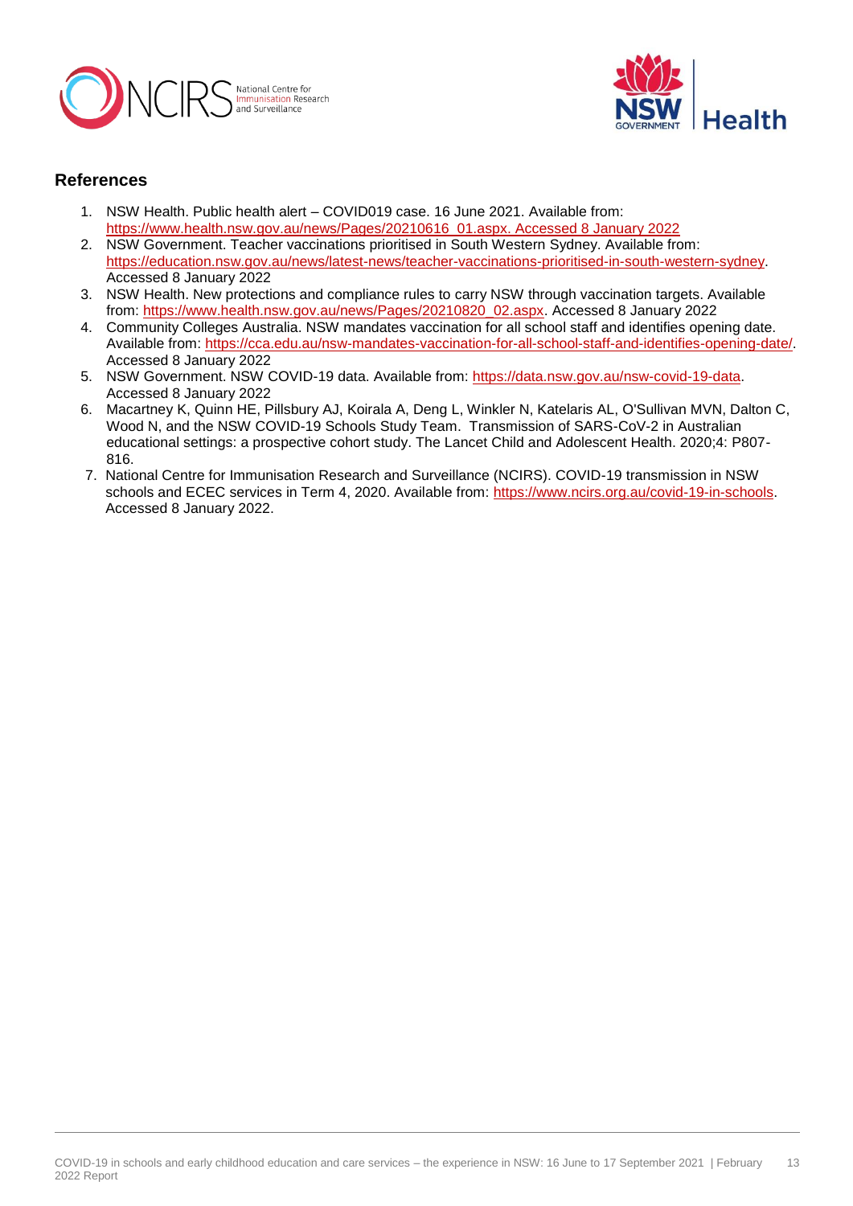## References

1. NSW Health. Public health alert – COVID019 case. 16 June 2021. Available from: https://www.health.nsw.gov.au/news/Pages/20210616_01.aspx. Accessed 8 January 2022
2. NSW Government. Teacher vaccinations prioritised in South Western Sydney. Available from: https://education.nsw.gov.au/news/latest-news/teacher-vaccinations-prioritised-in-south-western-sydney. Accessed 8 January 2022
3. NSW Health. New protections and compliance rules to carry NSW through vaccination targets. Available from: https://www.health.nsw.gov.au/news/Pages/20210820_02.aspx. Accessed 8 January 2022
4. Community Colleges Australia. NSW mandates vaccination for all school staff and identifies opening date. Available from: https://cca.edu.au/nsw-mandates-vaccination-for-all-school-staff-and-identifies-opening-date/. Accessed 8 January 2022
5. NSW Government. NSW COVID-19 data. Available from: https://data.nsw.gov.au/nsw-covid-19-data. Accessed 8 January 2022
6. Macartney K, Quinn HE, Pillsbury AJ, Koirala A, Deng L, Winkler N, Katelaris AL, O'Sullivan MVN, Dalton C, Wood N, and the NSW COVID-19 Schools Study Team. Transmission of SARS-CoV-2 in Australian educational settings: a prospective cohort study. The Lancet Child and Adolescent Health. 2020;4: P807-816.
7. National Centre for Immunisation Research and Surveillance (NCIRS). COVID-19 transmission in NSW schools and ECEC services in Term 4, 2020. Available from: https://www.ncirs.org.au/covid-19-in-schools. Accessed 8 January 2022.